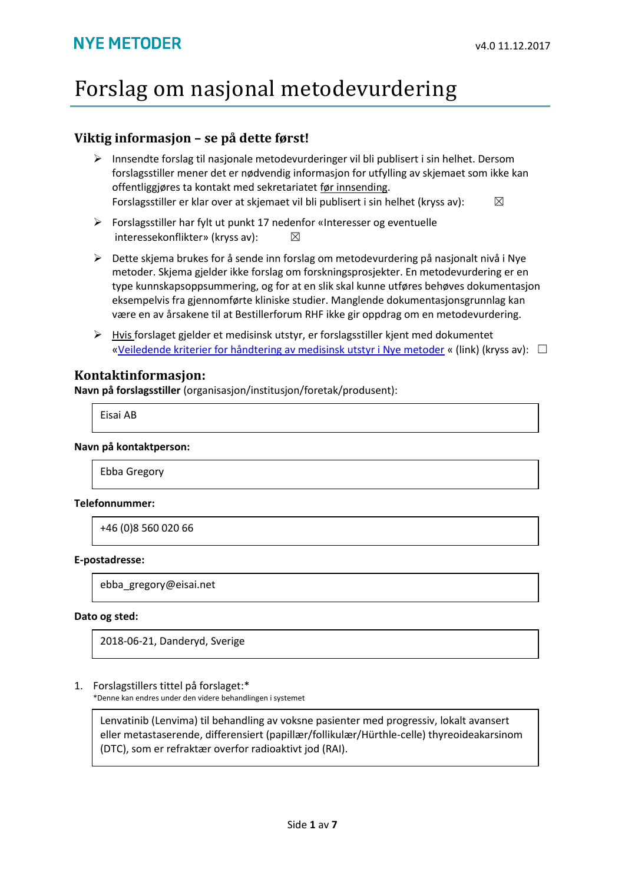NYE METODER

v4.0 11.12.2017

# Forslag om nasjonal metodevurdering

## Viktig informasjon – se på dette først!

- Innsendte forslag til nasjonale metodevurderinger vil bli publisert i sin helhet. Dersom forslagsstiller mener det er nødvendig informasjon for utfylling av skjemaet som ikke kan offentliggjøres ta kontakt med sekretariatet før innsending.
  Forslagsstiller er klar over at skjemaet vil bli publisert i sin helhet (kryss av): ☒
- Forslagsstiller har fylt ut punkt 17 nedenfor «Interesser og eventuelle interessekonflikter» (kryss av): ☒
- Dette skjema brukes for å sende inn forslag om metodevurdering på nasjonalt nivå i Nye metoder. Skjema gjelder ikke forslag om forskningsprosjekter. En metodevurdering er en type kunnskapsoppsummering, og for at en slik skal kunne utføres behøves dokumentasjon eksempelvis fra gjennomførte kliniske studier. Manglende dokumentasjonsgrunnlag kan være en av årsakene til at Bestillerforum RHF ikke gir oppdrag om en metodevurdering.
- Hvis forslaget gjelder et medisinsk utstyr, er forslagsstiller kjent med dokumentet «Veiledende kriterier for håndtering av medisinsk utstyr i Nye metoder « (link) (kryss av): ☐

## Kontaktinformasjon:

**Navn på forslagsstiller** (organisasjon/institusjon/foretak/produsent):

Eisai AB

**Navn på kontaktperson:**

Ebba Gregory

**Telefonnummer:**

+46 (0)8 560 020 66

**E-postadresse:**

ebba_gregory@eisai.net

**Dato og sted:**

2018-06-21, Danderyd, Sverige

1. Forslagstillers tittel på forslaget:*
   *Denne kan endres under den videre behandlingen i systemet

Lenvatinib (Lenvima) til behandling av voksne pasienter med progressiv, lokalt avansert eller metastaserende, differensiert (papillær/follikulær/Hürthle-celle) thyreoideakarsinom (DTC), som er refraktær overfor radioaktivt jod (RAI).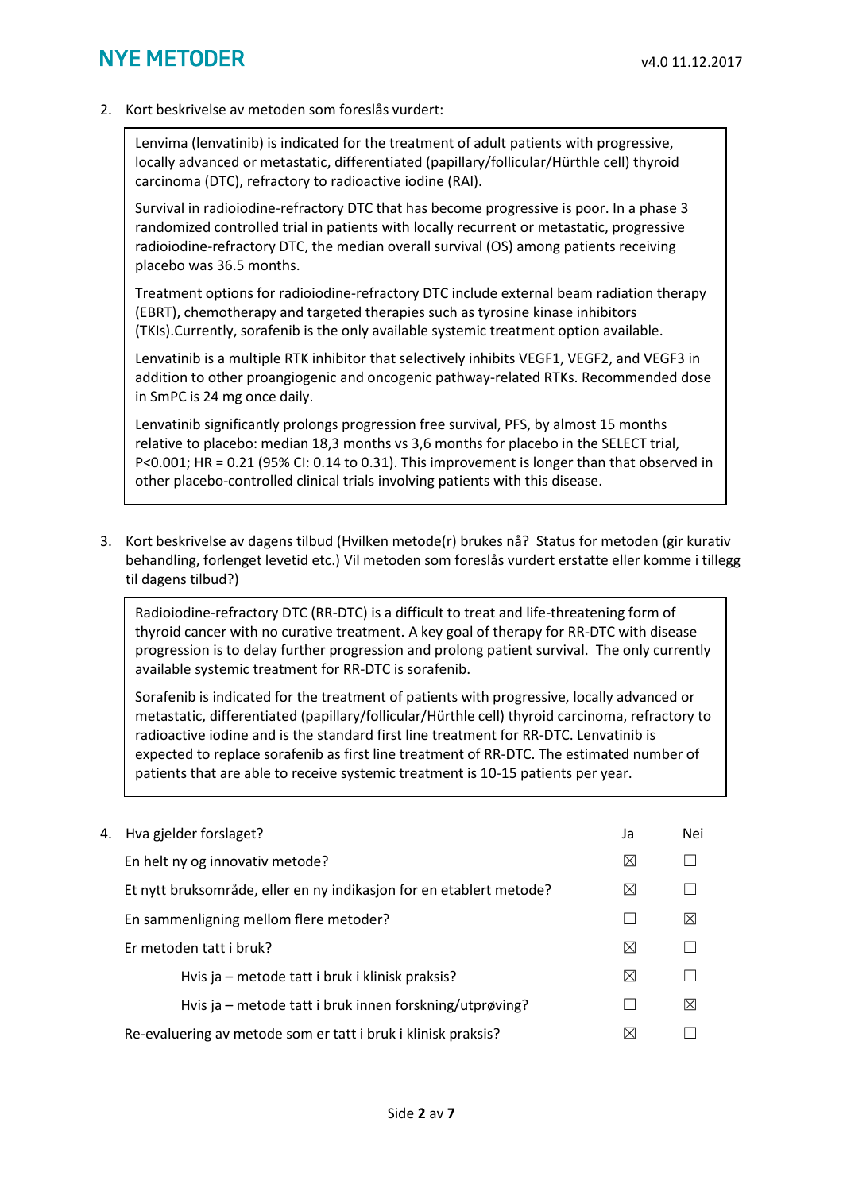2. Kort beskrivelse av metoden som foreslås vurdert:

> Lenvima (lenvatinib) is indicated for the treatment of adult patients with progressive, locally advanced or metastatic, differentiated (papillary/follicular/Hürthle cell) thyroid carcinoma (DTC), refractory to radioactive iodine (RAI).
>
> Survival in radioiodine-refractory DTC that has become progressive is poor. In a phase 3 randomized controlled trial in patients with locally recurrent or metastatic, progressive radioiodine-refractory DTC, the median overall survival (OS) among patients receiving placebo was 36.5 months.
>
> Treatment options for radioiodine-refractory DTC include external beam radiation therapy (EBRT), chemotherapy and targeted therapies such as tyrosine kinase inhibitors (TKIs).Currently, sorafenib is the only available systemic treatment option available.
>
> Lenvatinib is a multiple RTK inhibitor that selectively inhibits VEGF1, VEGF2, and VEGF3 in addition to other proangiogenic and oncogenic pathway-related RTKs. Recommended dose in SmPC is 24 mg once daily.
>
> Lenvatinib significantly prolongs progression free survival, PFS, by almost 15 months relative to placebo: median 18,3 months vs 3,6 months for placebo in the SELECT trial, $P<0.001$; HR = 0.21 (95% CI: 0.14 to 0.31). This improvement is longer than that observed in other placebo-controlled clinical trials involving patients with this disease.

3. Kort beskrivelse av dagens tilbud (Hvilken metode(r) brukes nå? Status for metoden (gir kurativ behandling, forlenget levetid etc.) Vil metoden som foreslås vurdert erstatte eller komme i tillegg til dagens tilbud?)

> Radioiodine-refractory DTC (RR-DTC) is a difficult to treat and life-threatening form of thyroid cancer with no curative treatment. A key goal of therapy for RR-DTC with disease progression is to delay further progression and prolong patient survival. The only currently available systemic treatment for RR-DTC is sorafenib.
>
> Sorafenib is indicated for the treatment of patients with progressive, locally advanced or metastatic, differentiated (papillary/follicular/Hürthle cell) thyroid carcinoma, refractory to radioactive iodine and is the standard first line treatment for RR-DTC. Lenvatinib is expected to replace sorafenib as first line treatment of RR-DTC. The estimated number of patients that are able to receive systemic treatment is 10-15 patients per year.

4. Hva gjelder forslaget?

| | Ja | Nei |
|---|---|---|
| En helt ny og innovativ metode? | ☒ | ☐ |
| Et nytt bruksområde, eller en ny indikasjon for en etablert metode? | ☒ | ☐ |
| En sammenligning mellom flere metoder? | ☐ | ☒ |
| Er metoden tatt i bruk? | ☒ | ☐ |
| Hvis ja – metode tatt i bruk i klinisk praksis? | ☒ | ☐ |
| Hvis ja – metode tatt i bruk innen forskning/utprøving? | ☐ | ☒ |
| Re-evaluering av metode som er tatt i bruk i klinisk praksis? | ☒ | ☐ |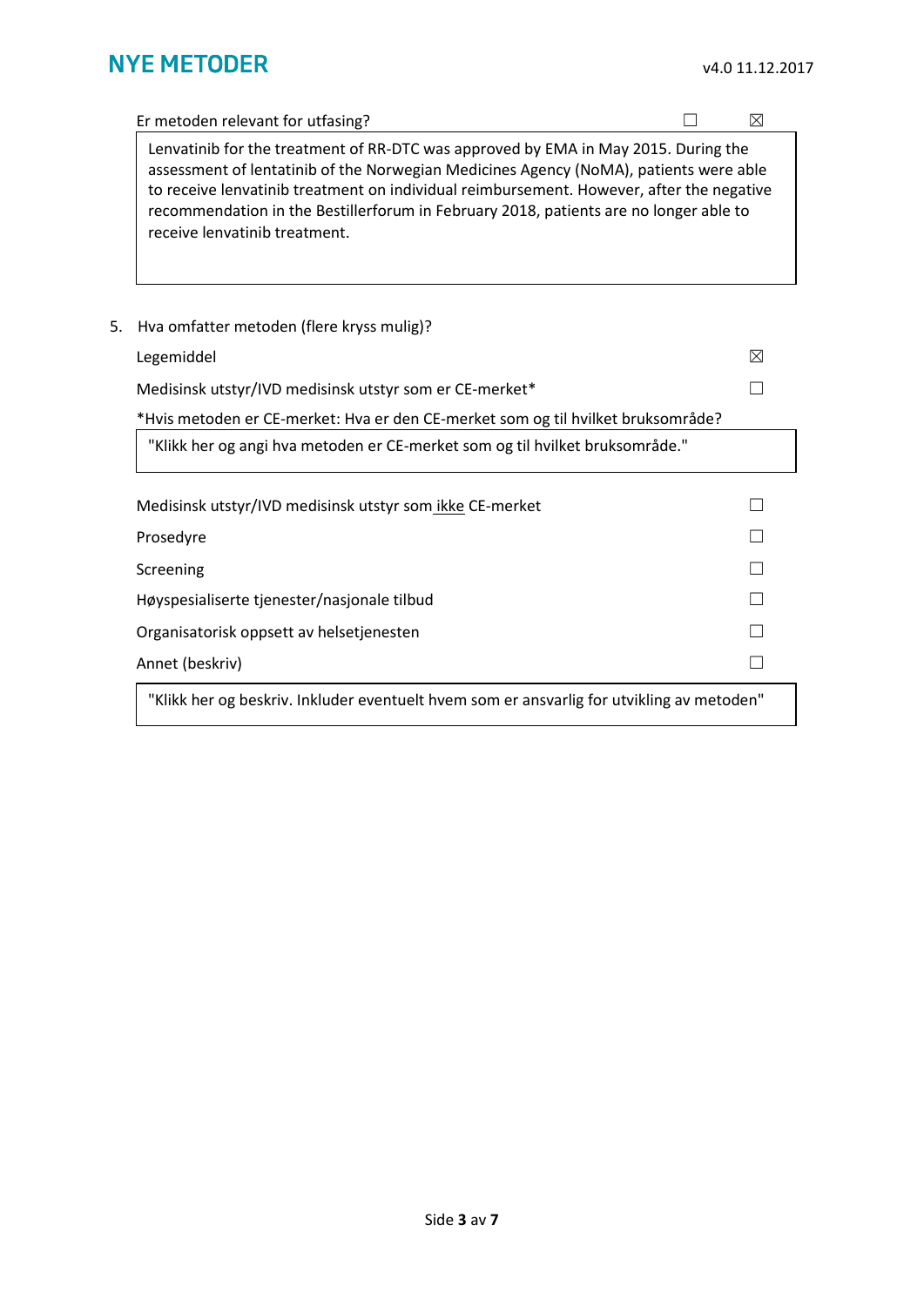Er metodens relevant for utfasing? ☐ ☒

> Lenvatinib for the treatment of RR-DTC was approved by EMA in May 2015. During the assessment of lentatinib of the Norwegian Medicines Agency (NoMA), patients were able to receive lenvatinib treatment on individual reimbursement. However, after the negative recommendation in the Bestillerforum in February 2018, patients are no longer able to receive lenvatinib treatment.

5. Hva omfatter metoden (flere kryss mulig)?

| | |
|---|---|
| Legemiddel | ☒ |
| Medisinsk utstyr/IVD medisinsk utstyr som er CE-merket* | ☐ |

*Hvis metoden er CE-merket: Hva er den CE-merket som og til hvilket bruksområde?

> "Klikk her og angi hva metoden er CE-merket som og til hvilket bruksområde."

| | |
|---|---|
| Medisinsk utstyr/IVD medisinsk utstyr som <u>ikke</u> CE-merket | ☐ |
| Prosedyre | ☐ |
| Screening | ☐ |
| Høyspesialiserte tjenester/nasjonale tilbud | ☐ |
| Organisatorisk oppsett av helsetjenesten | ☐ |
| Annet (beskriv) | ☐ |

> "Klikk her og beskriv. Inkluder eventuelt hvem som er ansvarlig for utvikling av metoden"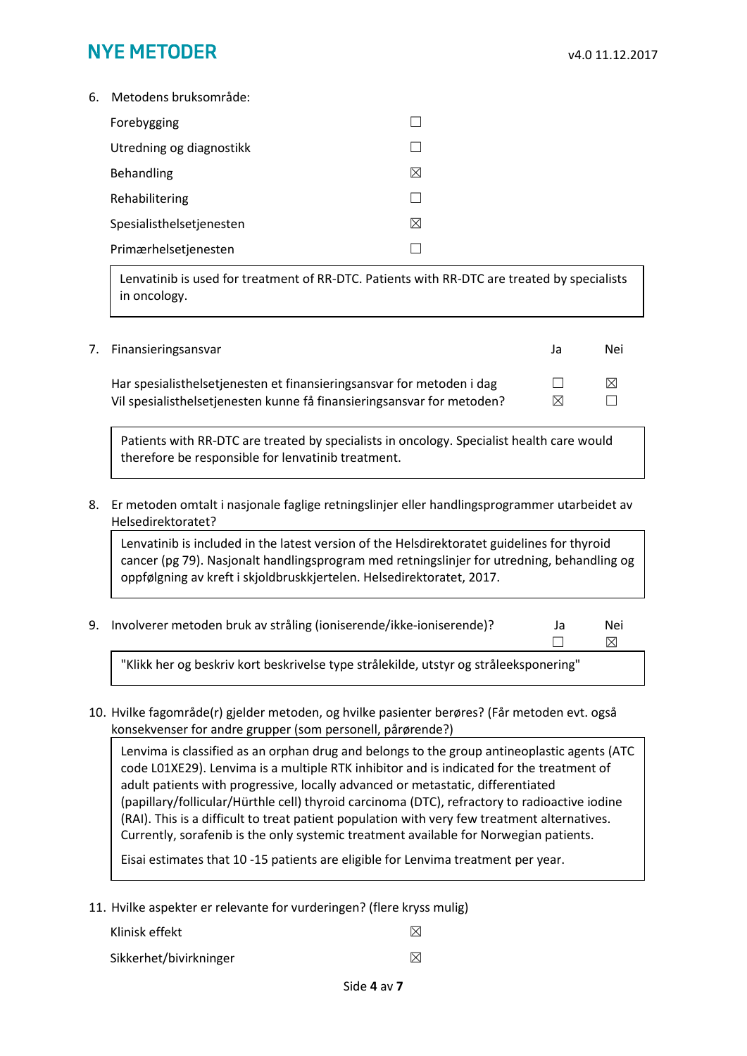6. Metodens bruksområde:

| | |
|---|---|
| Forebygging | ☐ |
| Utredning og diagnostikk | ☐ |
| Behandling | ☒ |
| Rehabilitering | ☐ |
| Spesialisthelsetjenesten | ☒ |
| Primærhelsetjenesten | ☐ |

Lenvatinib is used for treatment of RR-DTC. Patients with RR-DTC are treated by specialists in oncology.

7. Finansieringsansvar

| | Ja | Nei |
|---|---|---|
| Har spesialisthelsetjenesten et finansieringsansvar for metoden i dag | ☐ | ☒ |
| Vil spesialisthelsetjenesten kunne få finansieringsansvar for metoden? | ☒ | ☐ |

Patients with RR-DTC are treated by specialists in oncology. Specialist health care would therefore be responsible for lenvatinib treatment.

8. Er metoden omtalt i nasjonale faglige retningslinjer eller handlingsprogrammer utarbeidet av Helsedirektoratet?

Lenvatinib is included in the latest version of the Helsdirektoratet guidelines for thyroid cancer (pg 79). Nasjonalt handlingsprogram med retningslinjer for utredning, behandling og oppfølgning av kreft i skjoldbruskkjertelen. Helsedirektoratet, 2017.

9. Involverer metoden bruk av stråling (ioniserende/ikke-ioniserende)?

| Ja | Nei |
|---|---|
| ☐ | ☒ |

"Klikk her og beskriv kort beskrivelse type strålekilde, utstyr og stråleeksponering"

10. Hvilke fagområde(r) gjelder metoden, og hvilke pasienter berøres? (Får metoden evt. også konsekvenser for andre grupper (som personell, pårørende?)

Lenvima is classified as an orphan drug and belongs to the group antineoplastic agents (ATC code L01XE29). Lenvima is a multiple RTK inhibitor and is indicated for the treatment of adult patients with progressive, locally advanced or metastatic, differentiated (papillary/follicular/Hürthle cell) thyroid carcinoma (DTC), refractory to radioactive iodine (RAI). This is a difficult to treat patient population with very few treatment alternatives. Currently, sorafenib is the only systemic treatment available for Norwegian patients.

Eisai estimates that 10 -15 patients are eligible for Lenvima treatment per year.

11. Hvilke aspekter er relevante for vurderingen? (flere kryss mulig)

| | |
|---|---|
| Klinisk effekt | ☒ |
| Sikkerhet/bivirkninger | ☒ |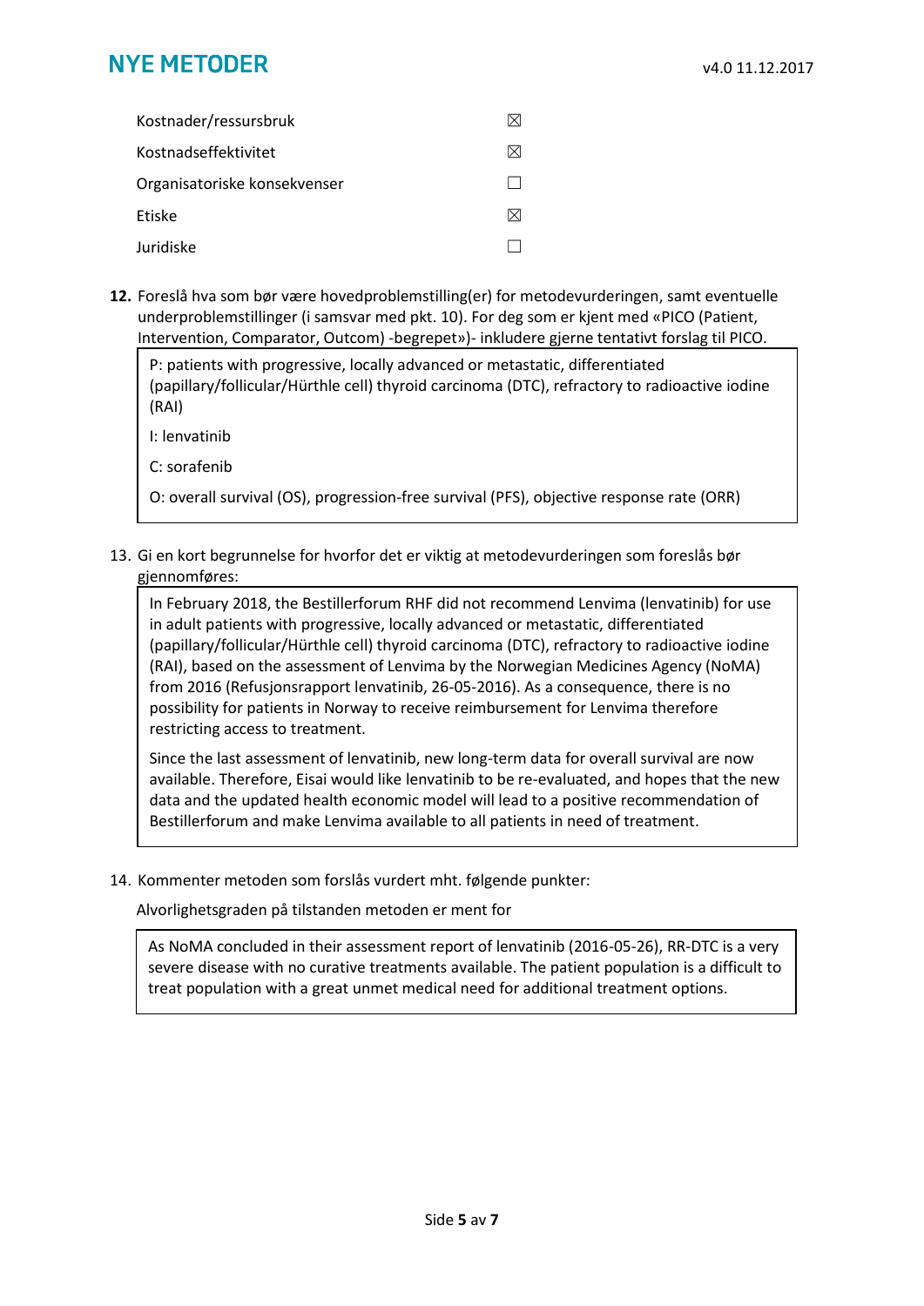| | |
|---|---|
| Kostnader/ressursbruk | ☒ |
| Kostnadseffektivitet | ☒ |
| Organisatoriske konsekvenser | ☐ |
| Etiske | ☒ |
| Juridiske | ☐ |

**12.** Foreslå hva som bør være hovedproblemstilling(er) for metodevurderingen, samt eventuelle underproblemstillinger (i samsvar med pkt. 10). For deg som er kjent med «PICO (Patient, Intervention, Comparator, Outcom) -begrepet»)- inkludere gjerne tentativt forslag til PICO.

> P: patients with progressive, locally advanced or metastatic, differentiated (papillary/follicular/Hürthle cell) thyroid carcinoma (DTC), refractory to radioactive iodine (RAI)
>
> I: lenvatinib
>
> C: sorafenib
>
> O: overall survival (OS), progression-free survival (PFS), objective response rate (ORR)

13. Gi en kort begrunnelse for hvorfor det er viktig at metodevurderingen som foreslås bør gjennomføres:

> In February 2018, the Bestillerforum RHF did not recommend Lenvima (lenvatinib) for use in adult patients with progressive, locally advanced or metastatic, differentiated (papillary/follicular/Hürthle cell) thyroid carcinoma (DTC), refractory to radioactive iodine (RAI), based on the assessment of Lenvima by the Norwegian Medicines Agency (NoMA) from 2016 (Refusjonsrapport lenvatinib, 26-05-2016). As a consequence, there is no possibility for patients in Norway to receive reimbursement for Lenvima therefore restricting access to treatment.
>
> Since the last assessment of lenvatinib, new long-term data for overall survival are now available. Therefore, Eisai would like lenvatinib to be re-evaluated, and hopes that the new data and the updated health economic model will lead to a positive recommendation of Bestillerforum and make Lenvima available to all patients in need of treatment.

14. Kommenter metoden som forslås vurdert mht. følgende punkter:

Alvorlighetsgraden på tilstanden metoden er ment for

> As NoMA concluded in their assessment report of lenvatinib (2016-05-26), RR-DTC is a very severe disease with no curative treatments available. The patient population is a difficult to treat population with a great unmet medical need for additional treatment options.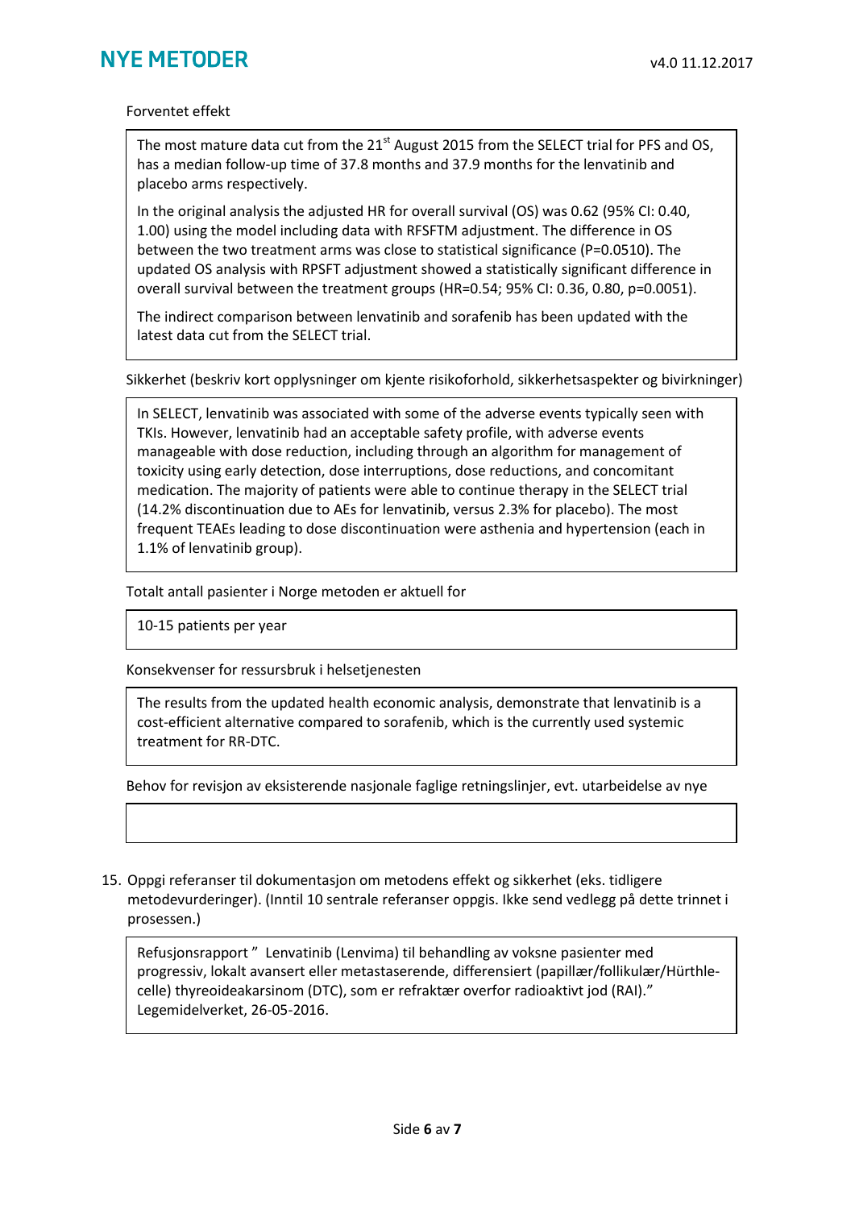Forventet effekt

> The most mature data cut from the 21st August 2015 from the SELECT trial for PFS and OS, has a median follow-up time of 37.8 months and 37.9 months for the lenvatinib and placebo arms respectively.
>
> In the original analysis the adjusted HR for overall survival (OS) was 0.62 (95% CI: 0.40, 1.00) using the model including data with RFSFTM adjustment. The difference in OS between the two treatment arms was close to statistical significance (P=0.0510). The updated OS analysis with RPSFT adjustment showed a statistically significant difference in overall survival between the treatment groups (HR=0.54; 95% CI: 0.36, 0.80, p=0.0051).
>
> The indirect comparison between lenvatinib and sorafenib has been updated with the latest data cut from the SELECT trial.

Sikkerhet (beskriv kort opplysninger om kjente risikoforhold, sikkerhetsaspekter og bivirkninger)

> In SELECT, lenvatinib was associated with some of the adverse events typically seen with TKIs. However, lenvatinib had an acceptable safety profile, with adverse events manageable with dose reduction, including through an algorithm for management of toxicity using early detection, dose interruptions, dose reductions, and concomitant medication. The majority of patients were able to continue therapy in the SELECT trial (14.2% discontinuation due to AEs for lenvatinib, versus 2.3% for placebo). The most frequent TEAEs leading to dose discontinuation were asthenia and hypertension (each in 1.1% of lenvatinib group).

Totalt antall pasienter i Norge metoden er aktuell for

> 10-15 patients per year

Konsekvenser for ressursbruk i helsetjenesten

> The results from the updated health economic analysis, demonstrate that lenvatinib is a cost-efficient alternative compared to sorafenib, which is the currently used systemic treatment for RR-DTC.

Behov for revisjon av eksisterende nasjonale faglige retningslinjer, evt. utarbeidelse av nye

15. Oppgi referanser til dokumentasjon om metodens effekt og sikkerhet (eks. tidligere metodevurderinger). (Inntil 10 sentrale referanser oppgis. Ikke send vedlegg på dette trinnet i prosessen.)

> Refusjonsrapport " Lenvatinib (Lenvima) til behandling av voksne pasienter med progressiv, lokalt avansert eller metastaserende, differensiert (papillær/follikulær/Hürthle-celle) thyreoideakarsinom (DTC), som er refraktær overfor radioaktivt jod (RAI)." Legemidelverket, 26-05-2016.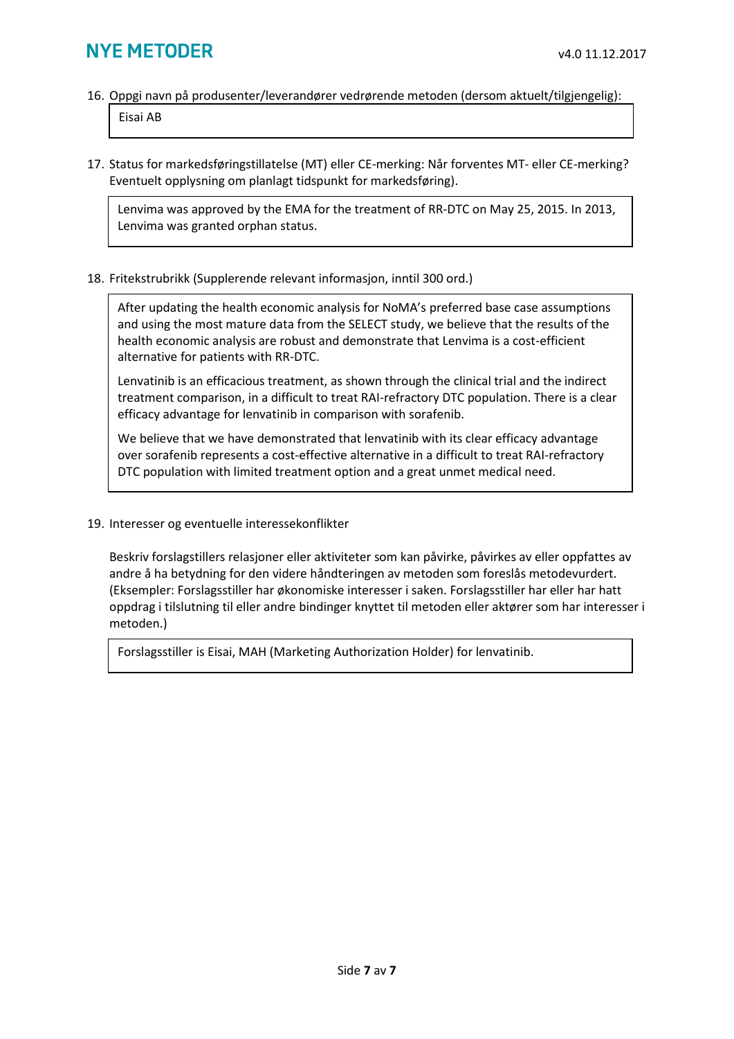16. Oppgi navn på produsenter/leverandører vedrørende metoden (dersom aktuelt/tilgjengelig):

Eisai AB

17. Status for markedsføringstillatelse (MT) eller CE-merking: Når forventes MT- eller CE-merking? Eventuelt opplysning om planlagt tidspunkt for markedsføring).

Lenvima was approved by the EMA for the treatment of RR-DTC on May 25, 2015. In 2013, Lenvima was granted orphan status.

18. Fritekstrubrikk (Supplerende relevant informasjon, inntil 300 ord.)

After updating the health economic analysis for NoMA's preferred base case assumptions and using the most mature data from the SELECT study, we believe that the results of the health economic analysis are robust and demonstrate that Lenvima is a cost-efficient alternative for patients with RR-DTC.

Lenvatinib is an efficacious treatment, as shown through the clinical trial and the indirect treatment comparison, in a difficult to treat RAI-refractory DTC population. There is a clear efficacy advantage for lenvatinib in comparison with sorafenib.

We believe that we have demonstrated that lenvatinib with its clear efficacy advantage over sorafenib represents a cost-effective alternative in a difficult to treat RAI-refractory DTC population with limited treatment option and a great unmet medical need.

19. Interesser og eventuelle interessekonflikter

Beskriv forslagstillers relasjoner eller aktiviteter som kan påvirke, påvirkes av eller oppfattes av andre å ha betydning for den videre håndteringen av metoden som foreslås metodevurdert. (Eksempler: Forslagsstiller har økonomiske interesser i saken. Forslagsstiller har eller har hatt oppdrag i tilslutning til eller andre bindinger knyttet til metoden eller aktører som har interesser i metoden.)

Forslagsstiller is Eisai, MAH (Marketing Authorization Holder) for lenvatinib.